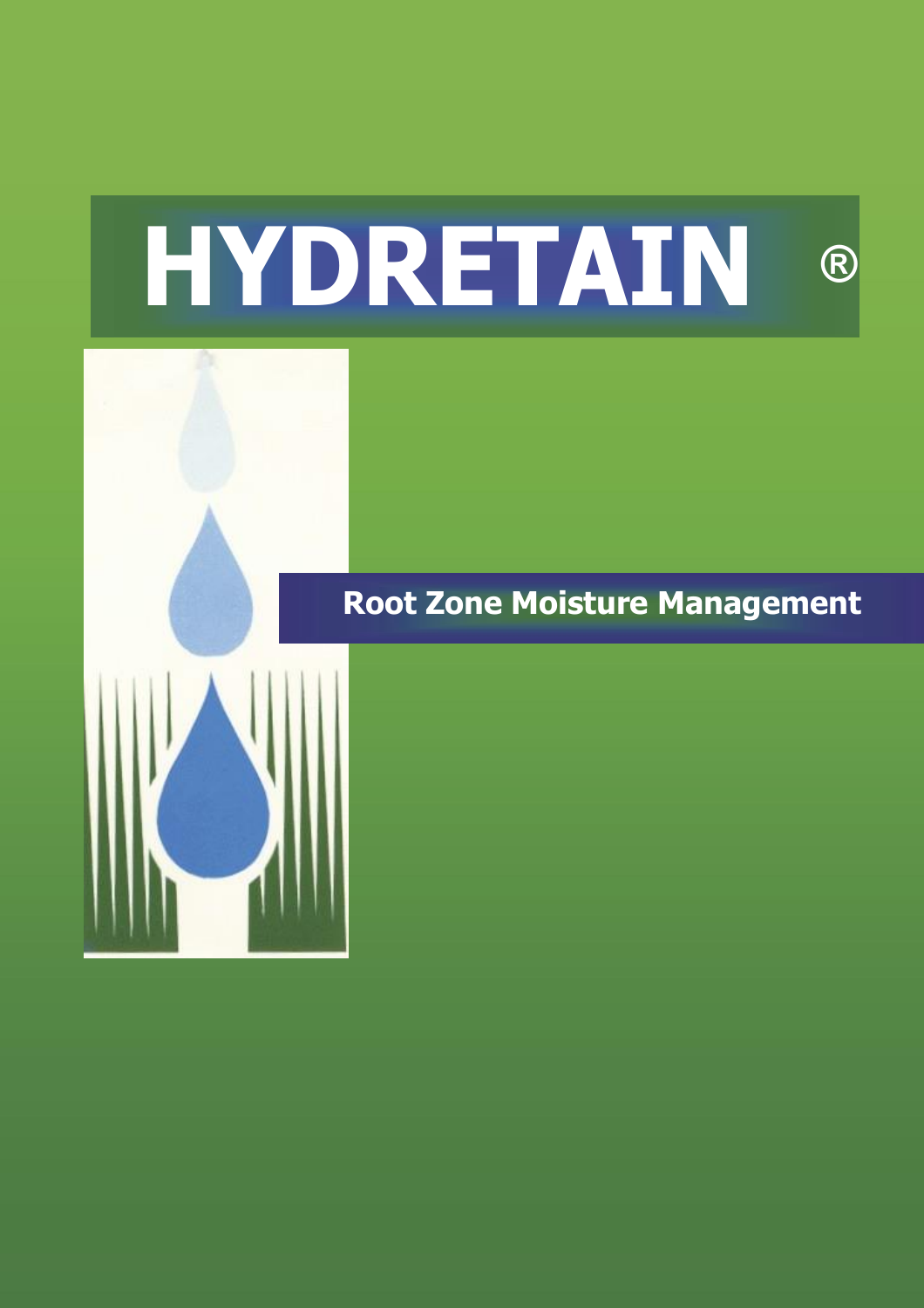# HYDRETAIN ®

**Root Zone Moisture Management**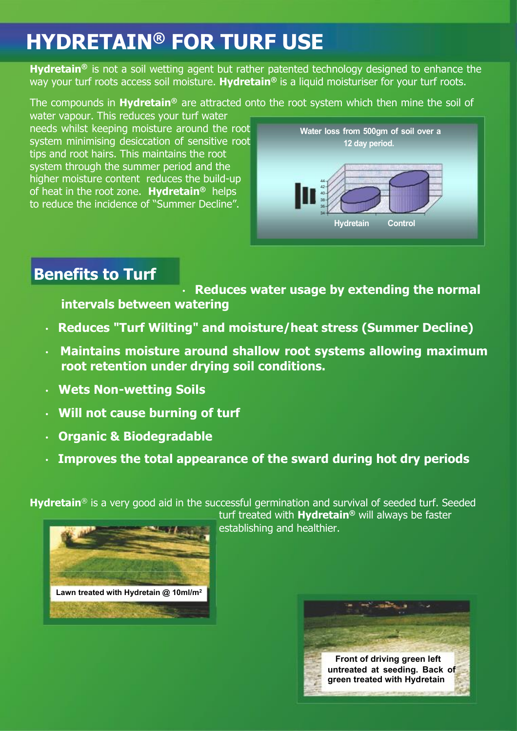# HYDRETAIN® FOR TURF USE

**Hydretain®** is not a soil wetting agent but rather patented technology designed to enhance the way your turf roots access soil moisture. **Hydretain®** is a liquid moisturiser for your turf roots.

The compounds in **Hydretain®** are attracted onto the root system which then mine the soil of water vapour. This reduces your turf water needs whilst keeping moisture around the root system minimising desiccation of sensitive root tips and root hairs. This maintains the root system through the summer period and the higher moisture content reduces the build-up of heat in the root zone. **Hydretain®** helps to reduce the incidence of "Summer Decline".

Water loss from 500gm of soil over a 12 day period.

Hydretain Control

## Benefits to Turf

- **Reduces water usage by extending the normal intervals between watering**
- **Reduces "Turf Wilting" and moisture/heat stress (Summer Decline)**
- **Maintains moisture around shallow root systems allowing maximum root retention under drying soil conditions.**
- **Wets Non-wetting Soils**
- **Will not cause burning of turf**
- **Organic & Biodegradable**
- **Improves the total appearance of the sward during hot dry periods**

**Hydretain®** is a very good aid in the successful germination and survival of seeded turf. Seeded turf treated with **Hydretain®** will always be faster establishing and healthier.

Lawn treated with Hydretain @ 10ml/m²

Front of driving green left untreated at seeding. Back of green treated with Hydretain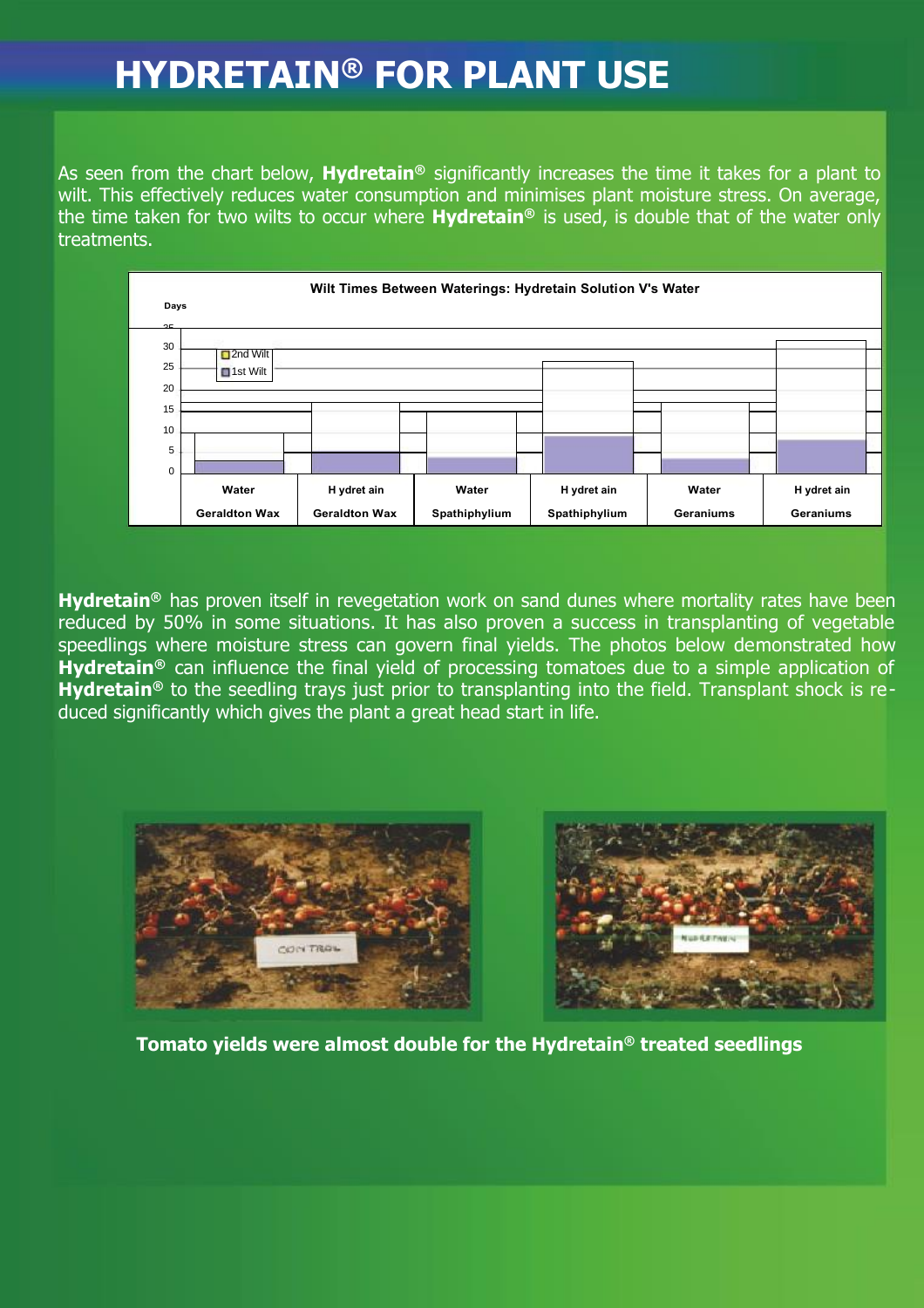# HYDRETAIN® FOR PLANT USE

As seen from the chart below, **Hydretain®** significantly increases the time it takes for a plant to wilt. This effectively reduces water consumption and minimises plant moisture stress. On average, the time taken for two wilts to occur where **Hydretain®** is used, is double that of the water only treatments.

**Wilt Times Between Waterings: Hydretain Solution V's Water**

Days

| | Water | H ydret ain | Water | H ydret ain | Water | H ydret ain |
|---|---|---|---|---|---|---|
| | Geraldton Wax | Geraldton Wax | Spathiphylium | Spathiphylium | Geraniums | Geraniums |

Legend: 2nd Wilt, 1st Wilt

**Hydretain®** has proven itself in revegetation work on sand dunes where mortality rates have been reduced by 50% in some situations. It has also proven a success in transplanting of vegetable speedlings where moisture stress can govern final yields. The photos below demonstrated how **Hydretain®** can influence the final yield of processing tomatoes due to a simple application of **Hydretain®** to the seedling trays just prior to transplanting into the field. Transplant shock is reduced significantly which gives the plant a great head start in life.

**Tomato yields were almost double for the Hydretain® treated seedlings**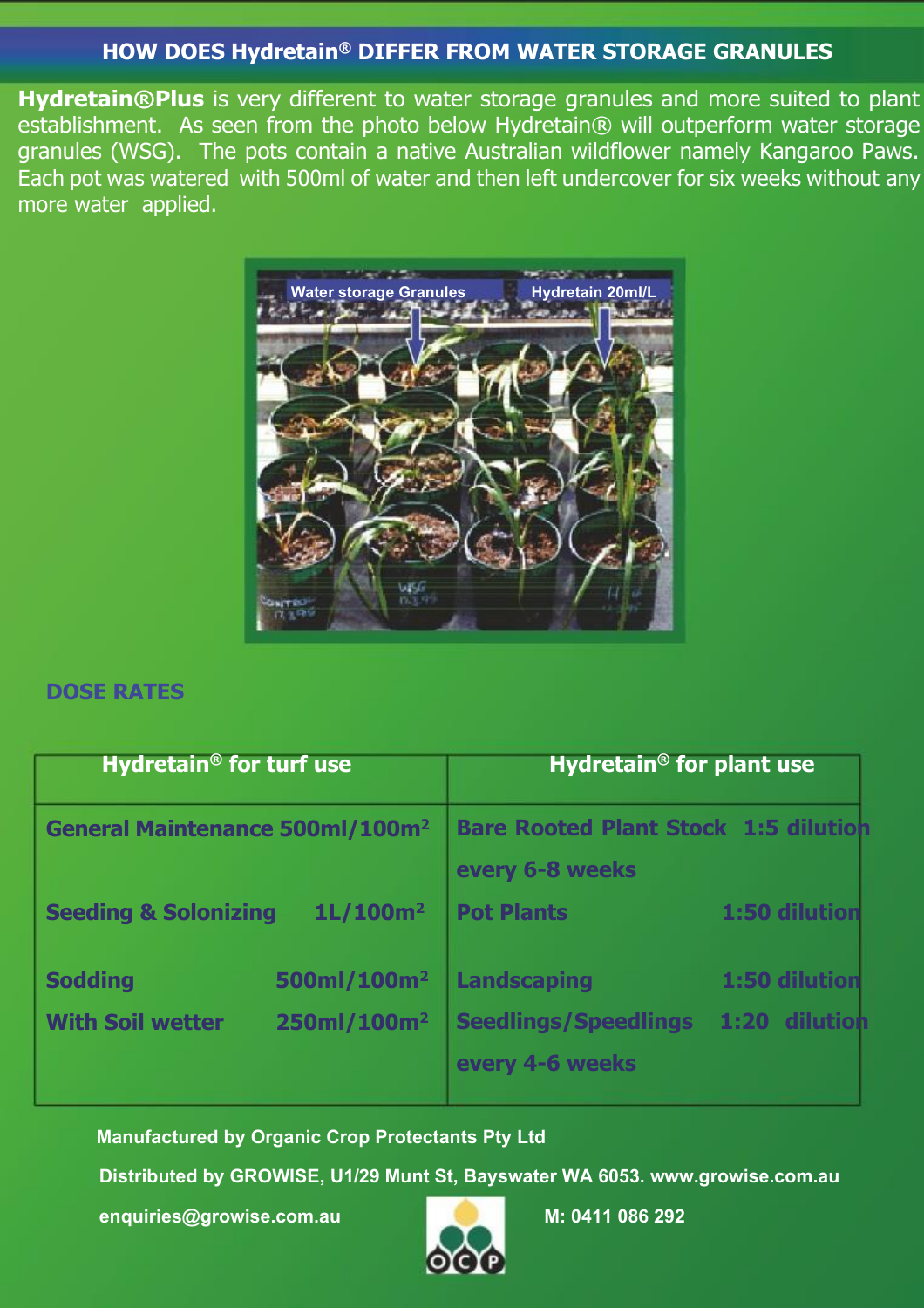## HOW DOES Hydretain® DIFFER FROM WATER STORAGE GRANULES

**Hydretain®Plus** is very different to water storage granules and more suited to plant establishment. As seen from the photo below Hydretain® will outperform water storage granules (WSG). The pots contain a native Australian wildflower namely Kangaroo Paws. Each pot was watered with 500ml of water and then left undercover for six weeks without any more water applied.

Water storage Granules

Hydretain 20ml/L

### DOSE RATES

| Hydretain® for turf use | | Hydretain® for plant use | |
|---|---|---|---|
| General Maintenance | 500ml/100m² | Bare Rooted Plant Stock every 6-8 weeks | 1:5 dilution |
| Seeding & Solonizing | 1L/100m² | Pot Plants | 1:50 dilution |
| Sodding | 500ml/100m² | Landscaping | 1:50 dilution |
| With Soil wetter | 250ml/100m² | Seedlings/Speedlings every 4-6 weeks | 1:20 dilution |

**Manufactured by Organic Crop Protectants Pty Ltd**

**Distributed by GROWISE, U1/29 Munt St, Bayswater WA 6053. www.growise.com.au**

**enquiries@growise.com.au**

**M: 0411 086 292**